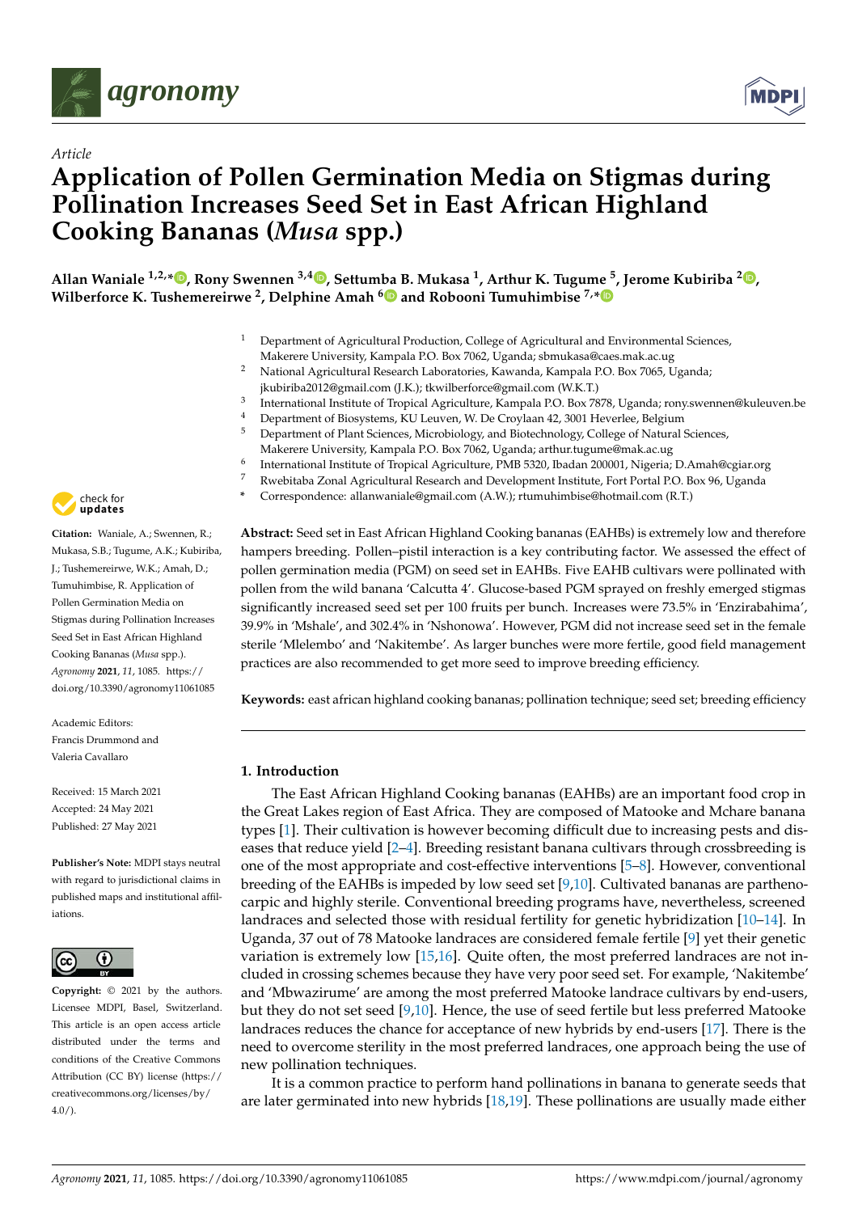Article

# Application of Pollen Germination Media on Stigmas during Pollination Increases Seed Set in East African Highland Cooking Bananas (*Musa* spp.)

**Allan Waniale [1,2,*], Rony Swennen [3,4], Settumba B. Mukasa [1], Arthur K. Tugume [5], Jerome Kubiriba [2], Wilberforce K. Tushemereirwe [2], Delphine Amah [6] and Robooni Tumuhimbise [7,*]**

1. Department of Agricultural Production, College of Agricultural and Environmental Sciences, Makerere University, Kampala P.O. Box 7062, Uganda; sbmukasa@caes.mak.ac.ug
2. National Agricultural Research Laboratories, Kawanda, Kampala P.O. Box 7065, Uganda; jkubiriba2012@gmail.com (J.K.); tkwilberforce@gmail.com (W.K.T.)
3. International Institute of Tropical Agriculture, Kampala P.O. Box 7878, Uganda; rony.swennen@kuleuven.be
4. Department of Biosystems, KU Leuven, W. De Croylaan 42, 3001 Heverlee, Belgium
5. Department of Plant Sciences, Microbiology, and Biotechnology, College of Natural Sciences, Makerere University, Kampala P.O. Box 7062, Uganda; arthur.tugume@mak.ac.ug
6. International Institute of Tropical Agriculture, PMB 5320, Ibadan 200001, Nigeria; D.Amah@cgiar.org
7. Rwebitaba Zonal Agricultural Research and Development Institute, Fort Portal P.O. Box 96, Uganda

\* Correspondence: allanwaniale@gmail.com (A.W.); rtumuhimbise@hotmail.com (R.T.)

**Citation:** Waniale, A.; Swennen, R.; Mukasa, S.B.; Tugume, A.K.; Kubiriba, J.; Tushemereirwe, W.K.; Amah, D.; Tumuhimbise, R. Application of Pollen Germination Media on Stigmas during Pollination Increases Seed Set in East African Highland Cooking Bananas (*Musa* spp.). *Agronomy* **2021**, *11*, 1085. https://doi.org/10.3390/agronomy11061085

Academic Editors: Francis Drummond and Valeria Cavallaro

Received: 15 March 2021
Accepted: 24 May 2021
Published: 27 May 2021

**Publisher's Note:** MDPI stays neutral with regard to jurisdictional claims in published maps and institutional affiliations.

**Copyright:** © 2021 by the authors. Licensee MDPI, Basel, Switzerland. This article is an open access article distributed under the terms and conditions of the Creative Commons Attribution (CC BY) license (https://creativecommons.org/licenses/by/4.0/).

**Abstract:** Seed set in East African Highland Cooking bananas (EAHBs) is extremely low and therefore hampers breeding. Pollen–pistil interaction is a key contributing factor. We assessed the effect of pollen germination media (PGM) on seed set in EAHBs. Five EAHB cultivars were pollinated with pollen from the wild banana 'Calcutta 4'. Glucose-based PGM sprayed on freshly emerged stigmas significantly increased seed set per 100 fruits per bunch. Increases were 73.5% in 'Enzirabahima', 39.9% in 'Mshale', and 302.4% in 'Nshonowa'. However, PGM did not increase seed set in the female sterile 'Mlelembo' and 'Nakitembe'. As larger bunches were more fertile, good field management practices are also recommended to get more seed to improve breeding efficiency.

**Keywords:** east african highland cooking bananas; pollination technique; seed set; breeding efficiency

## 1. Introduction

The East African Highland Cooking bananas (EAHBs) are an important food crop in the Great Lakes region of East Africa. They are composed of Matooke and Mchare banana types [1]. Their cultivation is however becoming difficult due to increasing pests and diseases that reduce yield [2–4]. Breeding resistant banana cultivars through crossbreeding is one of the most appropriate and cost-effective interventions [5–8]. However, conventional breeding of the EAHBs is impeded by low seed set [9,10]. Cultivated bananas are parthenocarpic and highly sterile. Conventional breeding programs have, nevertheless, screened landraces and selected those with residual fertility for genetic hybridization [10–14]. In Uganda, 37 out of 78 Matooke landraces are considered female fertile [9] yet their genetic variation is extremely low [15,16]. Quite often, the most preferred landraces are not included in crossing schemes because they have very poor seed set. For example, 'Nakitembe' and 'Mbwazirume' are among the most preferred Matooke landrace cultivars by end-users, but they do not set seed [9,10]. Hence, the use of seed fertile but less preferred Matooke landraces reduces the chance for acceptance of new hybrids by end-users [17]. There is the need to overcome sterility in the most preferred landraces, one approach being the use of new pollination techniques.

It is a common practice to perform hand pollinations in banana to generate seeds that are later germinated into new hybrids [18,19]. These pollinations are usually made either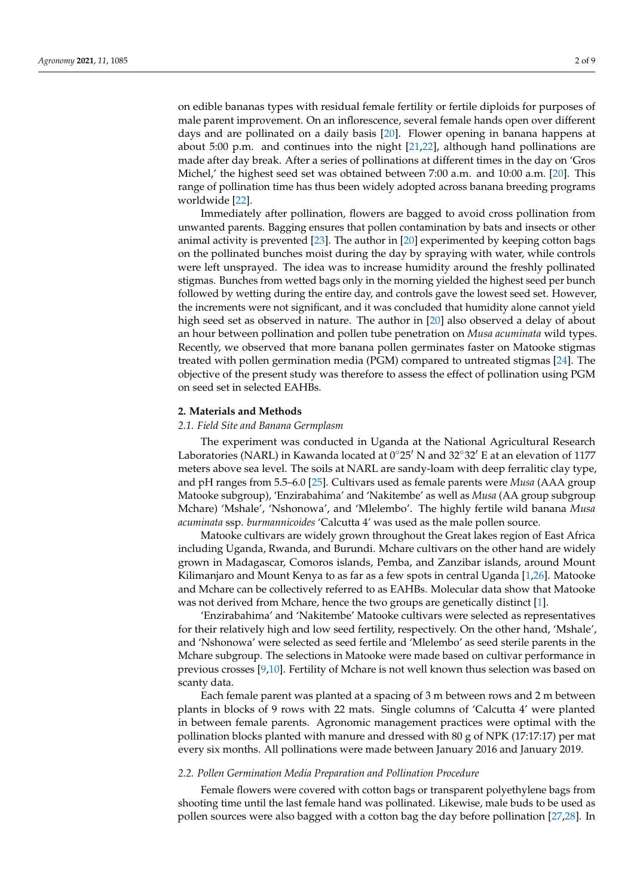on edible bananas types with residual female fertility or fertile diploids for purposes of male parent improvement. On an inflorescence, several female hands open over different days and are pollinated on a daily basis [20]. Flower opening in banana happens at about 5:00 p.m. and continues into the night [21,22], although hand pollinations are made after day break. After a series of pollinations at different times in the day on 'Gros Michel,' the highest seed set was obtained between 7:00 a.m. and 10:00 a.m. [20]. This range of pollination time has thus been widely adopted across banana breeding programs worldwide [22].

Immediately after pollination, flowers are bagged to avoid cross pollination from unwanted parents. Bagging ensures that pollen contamination by bats and insects or other animal activity is prevented [23]. The author in [20] experimented by keeping cotton bags on the pollinated bunches moist during the day by spraying with water, while controls were left unsprayed. The idea was to increase humidity around the freshly pollinated stigmas. Bunches from wetted bags only in the morning yielded the highest seed per bunch followed by wetting during the entire day, and controls gave the lowest seed set. However, the increments were not significant, and it was concluded that humidity alone cannot yield high seed set as observed in nature. The author in [20] also observed a delay of about an hour between pollination and pollen tube penetration on *Musa acuminata* wild types. Recently, we observed that more banana pollen germinates faster on Matooke stigmas treated with pollen germination media (PGM) compared to untreated stigmas [24]. The objective of the present study was therefore to assess the effect of pollination using PGM on seed set in selected EAHBs.

## 2. Materials and Methods

### 2.1. Field Site and Banana Germplasm

The experiment was conducted in Uganda at the National Agricultural Research Laboratories (NARL) in Kawanda located at 0°25′ N and 32°32′ E at an elevation of 1177 meters above sea level. The soils at NARL are sandy-loam with deep ferralitic clay type, and pH ranges from 5.5–6.0 [25]. Cultivars used as female parents were *Musa* (AAA group Matooke subgroup), 'Enzirabahima' and 'Nakitembe' as well as *Musa* (AA group subgroup Mchare) 'Mshale', 'Nshonowa', and 'Mlelembo'. The highly fertile wild banana *Musa acuminata* ssp. *burmannicoides* 'Calcutta 4' was used as the male pollen source.

Matooke cultivars are widely grown throughout the Great lakes region of East Africa including Uganda, Rwanda, and Burundi. Mchare cultivars on the other hand are widely grown in Madagascar, Comoros islands, Pemba, and Zanzibar islands, around Mount Kilimanjaro and Mount Kenya to as far as a few spots in central Uganda [1,26]. Matooke and Mchare can be collectively referred to as EAHBs. Molecular data show that Matooke was not derived from Mchare, hence the two groups are genetically distinct [1].

'Enzirabahima' and 'Nakitembe' Matooke cultivars were selected as representatives for their relatively high and low seed fertility, respectively. On the other hand, 'Mshale', and 'Nshonowa' were selected as seed fertile and 'Mlelembo' as seed sterile parents in the Mchare subgroup. The selections in Matooke were made based on cultivar performance in previous crosses [9,10]. Fertility of Mchare is not well known thus selection was based on scanty data.

Each female parent was planted at a spacing of 3 m between rows and 2 m between plants in blocks of 9 rows with 22 mats. Single columns of 'Calcutta 4' were planted in between female parents. Agronomic management practices were optimal with the pollination blocks planted with manure and dressed with 80 g of NPK (17:17:17) per mat every six months. All pollinations were made between January 2016 and January 2019.

### 2.2. Pollen Germination Media Preparation and Pollination Procedure

Female flowers were covered with cotton bags or transparent polyethylene bags from shooting time until the last female hand was pollinated. Likewise, male buds to be used as pollen sources were also bagged with a cotton bag the day before pollination [27,28]. In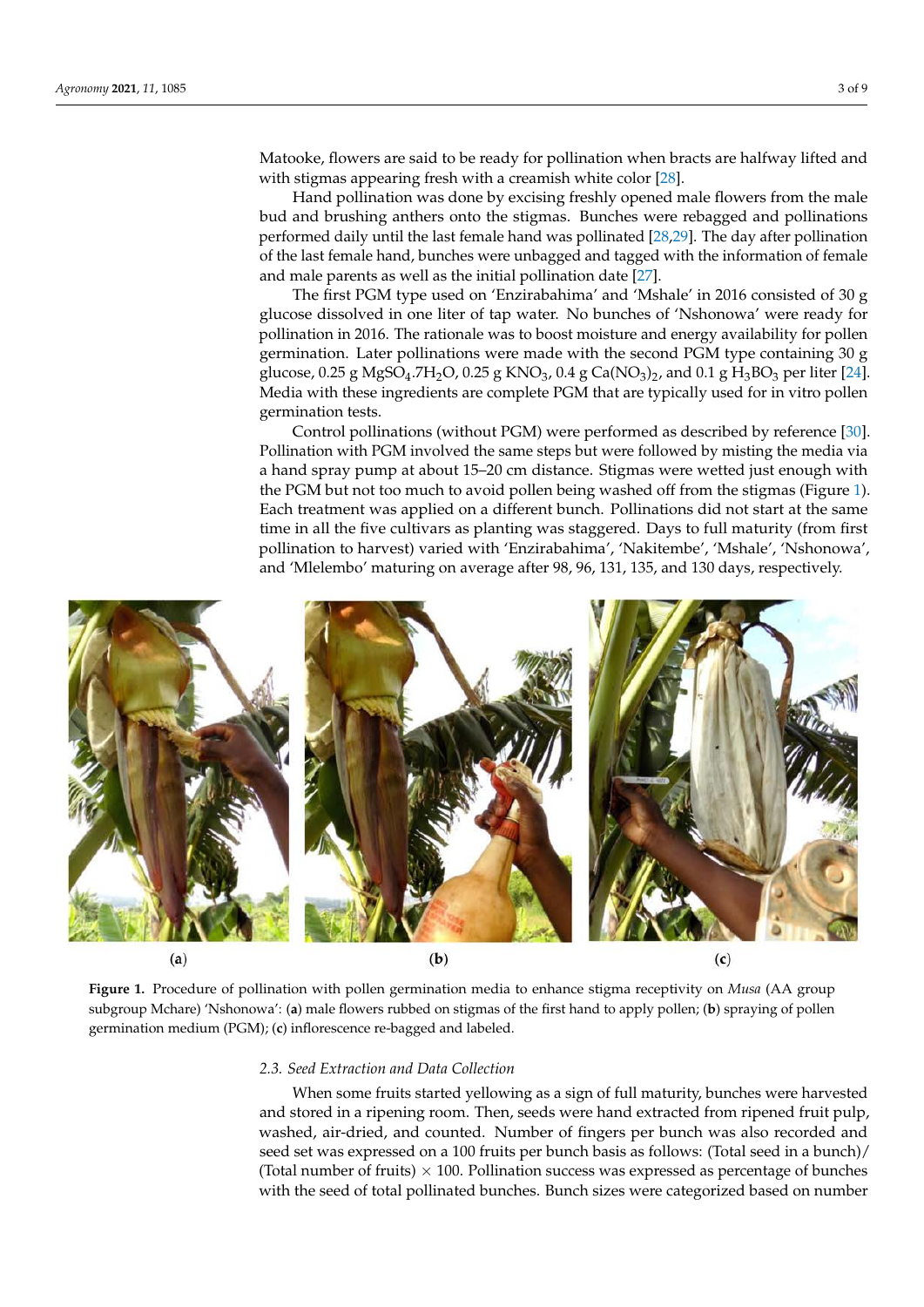Matooke, flowers are said to be ready for pollination when bracts are halfway lifted and with stigmas appearing fresh with a creamish white color [28].

Hand pollination was done by excising freshly opened male flowers from the male bud and brushing anthers onto the stigmas. Bunches were rebagged and pollinations performed daily until the last female hand was pollinated [28,29]. The day after pollination of the last female hand, bunches were unbagged and tagged with the information of female and male parents as well as the initial pollination date [27].

The first PGM type used on 'Enzirabahima' and 'Mshale' in 2016 consisted of 30 g glucose dissolved in one liter of tap water. No bunches of 'Nshonowa' were ready for pollination in 2016. The rationale was to boost moisture and energy availability for pollen germination. Later pollinations were made with the second PGM type containing 30 g glucose, 0.25 g $MgSO_4.7H_2O$, 0.25 g $KNO_3$, 0.4 g $Ca(NO_3)_2$, and 0.1 g $H_3BO_3$ per liter [24]. Media with these ingredients are complete PGM that are typically used for in vitro pollen germination tests.

Control pollinations (without PGM) were performed as described by reference [30]. Pollination with PGM involved the same steps but were followed by misting the media via a hand spray pump at about 15–20 cm distance. Stigmas were wetted just enough with the PGM but not too much to avoid pollen being washed off from the stigmas (Figure 1). Each treatment was applied on a different bunch. Pollinations did not start at the same time in all the five cultivars as planting was staggered. Days to full maturity (from first pollination to harvest) varied with 'Enzirabahima', 'Nakitembe', 'Mshale', 'Nshonowa', and 'Mlelembo' maturing on average after 98, 96, 131, 135, and 130 days, respectively.

(a) (b) (c)

**Figure 1.** Procedure of pollination with pollen germination media to enhance stigma receptivity on *Musa* (AA group subgroup Mchare) 'Nshonowa': (**a**) male flowers rubbed on stigmas of the first hand to apply pollen; (**b**) spraying of pollen germination medium (PGM); (**c**) inflorescence re-bagged and labeled.

### 2.3. Seed Extraction and Data Collection

When some fruits started yellowing as a sign of full maturity, bunches were harvested and stored in a ripening room. Then, seeds were hand extracted from ripened fruit pulp, washed, air-dried, and counted. Number of fingers per bunch was also recorded and seed set was expressed on a 100 fruits per bunch basis as follows: (Total seed in a bunch)/(Total number of fruits) × 100. Pollination success was expressed as percentage of bunches with the seed of total pollinated bunches. Bunch sizes were categorized based on number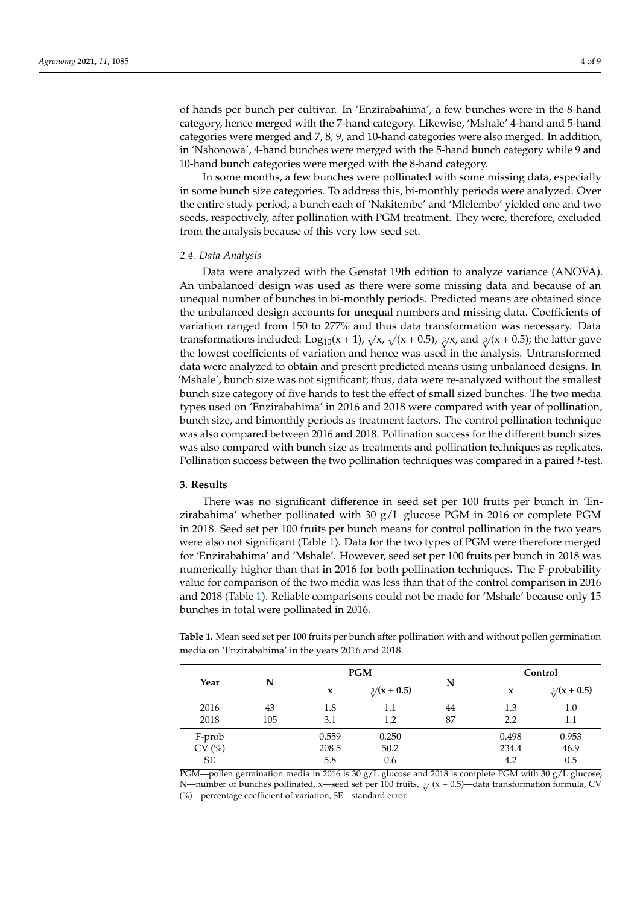of hands per bunch per cultivar. In 'Enzirabahima', a few bunches were in the 8-hand category, hence merged with the 7-hand category. Likewise, 'Mshale' 4-hand and 5-hand categories were merged and 7, 8, 9, and 10-hand categories were also merged. In addition, in 'Nshonowa', 4-hand bunches were merged with the 5-hand bunch category while 9 and 10-hand bunch categories were merged with the 8-hand category.

In some months, a few bunches were pollinated with some missing data, especially in some bunch size categories. To address this, bi-monthly periods were analyzed. Over the entire study period, a bunch each of 'Nakitembe' and 'Mlelembo' yielded one and two seeds, respectively, after pollination with PGM treatment. They were, therefore, excluded from the analysis because of this very low seed set.

### 2.4. Data Analysis

Data were analyzed with the Genstat 19th edition to analyze variance (ANOVA). An unbalanced design was used as there were some missing data and because of an unequal number of bunches in bi-monthly periods. Predicted means are obtained since the unbalanced design accounts for unequal numbers and missing data. Coefficients of variation ranged from 150 to 277% and thus data transformation was necessary. Data transformations included: $\text{Log}_{10}(x + 1)$, $\sqrt{x}$, $\sqrt{(x + 0.5)}$, $\sqrt[3]{x}$, and $\sqrt[3]{(x + 0.5)}$; the latter gave the lowest coefficients of variation and hence was used in the analysis. Untransformed data were analyzed to obtain and present predicted means using unbalanced designs. In 'Mshale', bunch size was not significant; thus, data were re-analyzed without the smallest bunch size category of five hands to test the effect of small sized bunches. The two media types used on 'Enzirabahima' in 2016 and 2018 were compared with year of pollination, bunch size, and bimonthly periods as treatment factors. The control pollination technique was also compared between 2016 and 2018. Pollination success for the different bunch sizes was also compared with bunch size as treatments and pollination techniques as replicates. Pollination success between the two pollination techniques was compared in a paired *t*-test.

## 3. Results

There was no significant difference in seed set per 100 fruits per bunch in 'Enzirabahima' whether pollinated with 30 g/L glucose PGM in 2016 or complete PGM in 2018. Seed set per 100 fruits per bunch means for control pollination in the two years were also not significant (Table 1). Data for the two types of PGM were therefore merged for 'Enzirabahima' and 'Mshale'. However, seed set per 100 fruits per bunch in 2018 was numerically higher than that in 2016 for both pollination techniques. The F-probability value for comparison of the two media was less than that of the control comparison in 2016 and 2018 (Table 1). Reliable comparisons could not be made for 'Mshale' because only 15 bunches in total were pollinated in 2016.

**Table 1.** Mean seed set per 100 fruits per bunch after pollination with and without pollen germination media on 'Enzirabahima' in the years 2016 and 2018.

| Year | N | PGM | | N | Control | |
|---|---|---|---|---|---|---|
| | | x | $\sqrt[3]{(x + 0.5)}$ | | x | $\sqrt[3]{(x + 0.5)}$ |
| 2016 | 43 | 1.8 | 1.1 | 44 | 1.3 | 1.0 |
| 2018 | 105 | 3.1 | 1.2 | 87 | 2.2 | 1.1 |
| F-prob | | 0.559 | 0.250 | | 0.498 | 0.953 |
| CV (%) | | 208.5 | 50.2 | | 234.4 | 46.9 |
| SE | | 5.8 | 0.6 | | 4.2 | 0.5 |

PGM—pollen germination media in 2016 is 30 g/L glucose and 2018 is complete PGM with 30 g/L glucose, N—number of bunches pollinated, x—seed set per 100 fruits, $\sqrt[3]{(x + 0.5)}$—data transformation formula, CV (%)—percentage coefficient of variation, SE—standard error.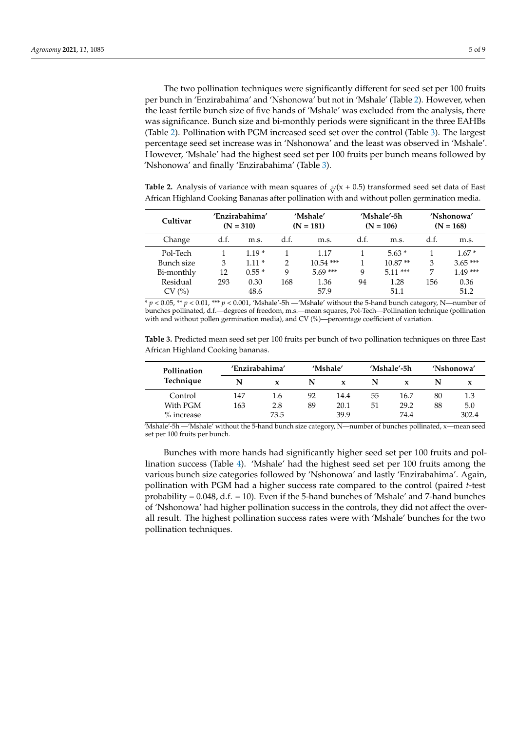The two pollination techniques were significantly different for seed set per 100 fruits per bunch in 'Enzirabahima' and 'Nshonowa' but not in 'Mshale' (Table 2). However, when the least fertile bunch size of five hands of 'Mshale' was excluded from the analysis, there was significance. Bunch size and bi-monthly periods were significant in the three EAHBs (Table 2). Pollination with PGM increased seed set over the control (Table 3). The largest percentage seed set increase was in 'Nshonowa' and the least was observed in 'Mshale'. However, 'Mshale' had the highest seed set per 100 fruits per bunch means followed by 'Nshonowa' and finally 'Enzirabahima' (Table 3).

**Table 2.** Analysis of variance with mean squares of $\sqrt[3]{(x + 0.5)}$ transformed seed set data of East African Highland Cooking Bananas after pollination with and without pollen germination media.

| Cultivar | 'Enzirabahima' (N = 310) | | 'Mshale' (N = 181) | | 'Mshale'-5h (N = 106) | | 'Nshonowa' (N = 168) | |
|---|---|---|---|---|---|---|---|---|
| Change | d.f. | m.s. | d.f. | m.s. | d.f. | m.s. | d.f. | m.s. |
| Pol-Tech | 1 | 1.19 * | 1 | 1.17 | 1 | 5.63 * | 1 | 1.67 * |
| Bunch size | 3 | 1.11 * | 2 | 10.54 *** | 1 | 10.87 ** | 3 | 3.65 *** |
| Bi-monthly | 12 | 0.55 * | 9 | 5.69 *** | 9 | 5.11 *** | 7 | 1.49 *** |
| Residual | 293 | 0.30 | 168 | 1.36 | 94 | 1.28 | 156 | 0.36 |
| CV (%) | | 48.6 | | 57.9 | | 51.1 | | 51.2 |

* $p < 0.05$, ** $p < 0.01$, *** $p < 0.001$, 'Mshale'-5h —'Mshale' without the 5-hand bunch category, N—number of bunches pollinated, d.f.—degrees of freedom, m.s.—mean squares, Pol-Tech—Pollination technique (pollination with and without pollen germination media), and CV (%)—percentage coefficient of variation.

**Table 3.** Predicted mean seed set per 100 fruits per bunch of two pollination techniques on three East African Highland Cooking bananas.

| Pollination Technique | 'Enzirabahima' | | 'Mshale' | | 'Mshale'-5h | | 'Nshonowa' | |
|---|---|---|---|---|---|---|---|---|
| | N | x | N | x | N | x | N | x |
| Control | 147 | 1.6 | 92 | 14.4 | 55 | 16.7 | 80 | 1.3 |
| With PGM | 163 | 2.8 | 89 | 20.1 | 51 | 29.2 | 88 | 5.0 |
| % increase | | 73.5 | | 39.9 | | 74.4 | | 302.4 |

'Mshale'-5h —'Mshale' without the 5-hand bunch size category, N—number of bunches pollinated, x—mean seed set per 100 fruits per bunch.

Bunches with more hands had significantly higher seed set per 100 fruits and pollination success (Table 4). 'Mshale' had the highest seed set per 100 fruits among the various bunch size categories followed by 'Nshonowa' and lastly 'Enzirabahima'. Again, pollination with PGM had a higher success rate compared to the control (paired *t*-test probability = 0.048, d.f. = 10). Even if the 5-hand bunches of 'Mshale' and 7-hand bunches of 'Nshonowa' had higher pollination success in the controls, they did not affect the overall result. The highest pollination success rates were with 'Mshale' bunches for the two pollination techniques.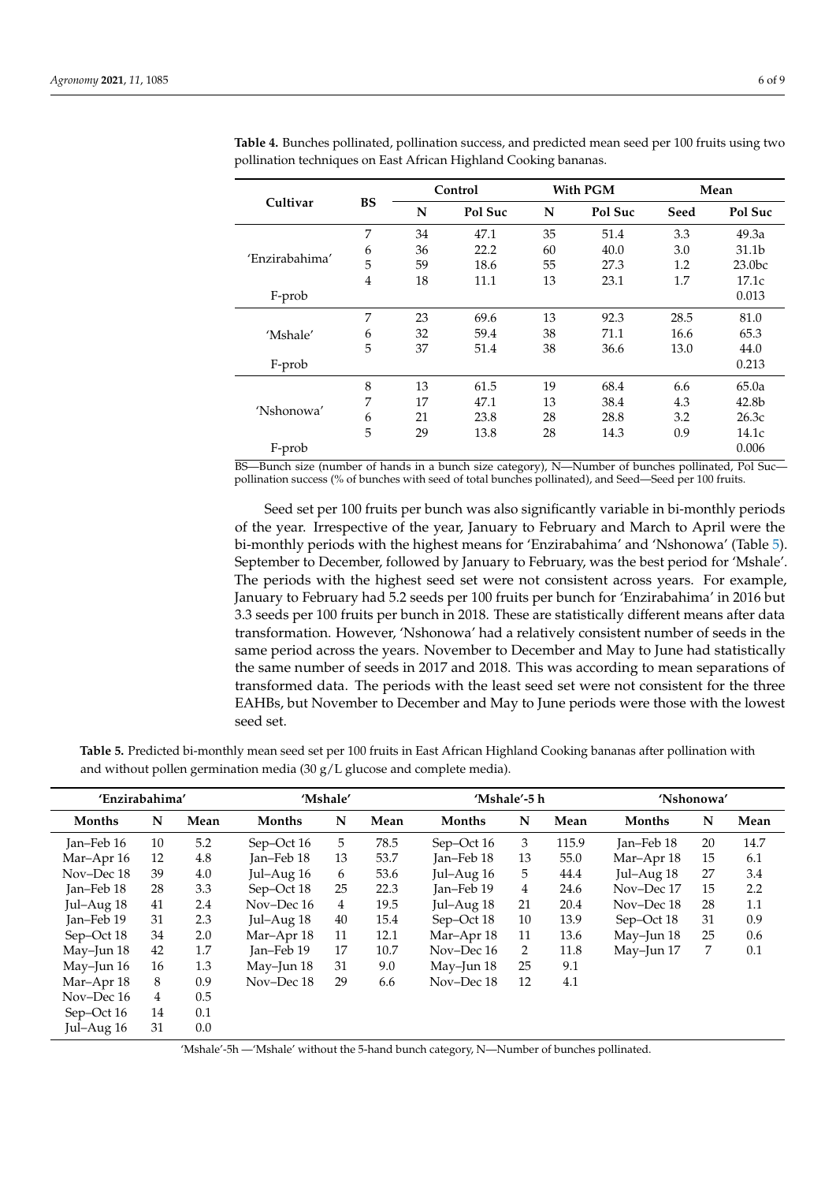**Table 4.** Bunches pollinated, pollination success, and predicted mean seed per 100 fruits using two pollination techniques on East African Highland Cooking bananas.

| Cultivar | BS | Control | | With PGM | | Mean | |
|---|---|---|---|---|---|---|---|
| | | N | Pol Suc | N | Pol Suc | Seed | Pol Suc |
| 'Enzirabahima' | 7 | 34 | 47.1 | 35 | 51.4 | 3.3 | 49.3a |
| | 6 | 36 | 22.2 | 60 | 40.0 | 3.0 | 31.1b |
| | 5 | 59 | 18.6 | 55 | 27.3 | 1.2 | 23.0bc |
| | 4 | 18 | 11.1 | 13 | 23.1 | 1.7 | 17.1c |
| F-prob | | | | | | | 0.013 |
| 'Mshale' | 7 | 23 | 69.6 | 13 | 92.3 | 28.5 | 81.0 |
| | 6 | 32 | 59.4 | 38 | 71.1 | 16.6 | 65.3 |
| | 5 | 37 | 51.4 | 38 | 36.6 | 13.0 | 44.0 |
| F-prob | | | | | | | 0.213 |
| 'Nshonowa' | 8 | 13 | 61.5 | 19 | 68.4 | 6.6 | 65.0a |
| | 7 | 17 | 47.1 | 13 | 38.4 | 4.3 | 42.8b |
| | 6 | 21 | 23.8 | 28 | 28.8 | 3.2 | 26.3c |
| | 5 | 29 | 13.8 | 28 | 14.3 | 0.9 | 14.1c |
| F-prob | | | | | | | 0.006 |

BS—Bunch size (number of hands in a bunch size category), N—Number of bunches pollinated, Pol Suc—pollination success (% of bunches with seed of total bunches pollinated), and Seed—Seed per 100 fruits.

Seed set per 100 fruits per bunch was also significantly variable in bi-monthly periods of the year. Irrespective of the year, January to February and March to April were the bi-monthly periods with the highest means for 'Enzirabahima' and 'Nshonowa' (Table 5). September to December, followed by January to February, was the best period for 'Mshale'. The periods with the highest seed set were not consistent across years. For example, January to February had 5.2 seeds per 100 fruits per bunch for 'Enzirabahima' in 2016 but 3.3 seeds per 100 fruits per bunch in 2018. These are statistically different means after data transformation. However, 'Nshonowa' had a relatively consistent number of seeds in the same period across the years. November to December and May to June had statistically the same number of seeds in 2017 and 2018. This was according to mean separations of transformed data. The periods with the least seed set were not consistent for the three EAHBs, but November to December and May to June periods were those with the lowest seed set.

**Table 5.** Predicted bi-monthly mean seed set per 100 fruits in East African Highland Cooking bananas after pollination with and without pollen germination media (30 g/L glucose and complete media).

| 'Enzirabahima' | | | 'Mshale' | | | 'Mshale'-5 h | | | 'Nshonowa' | | |
|---|---|---|---|---|---|---|---|---|---|---|---|
| Months | N | Mean | Months | N | Mean | Months | N | Mean | Months | N | Mean |
| Jan–Feb 16 | 10 | 5.2 | Sep–Oct 16 | 5 | 78.5 | Sep–Oct 16 | 3 | 115.9 | Jan–Feb 18 | 20 | 14.7 |
| Mar–Apr 16 | 12 | 4.8 | Jan–Feb 18 | 13 | 53.7 | Jan–Feb 18 | 13 | 55.0 | Mar–Apr 18 | 15 | 6.1 |
| Nov–Dec 18 | 39 | 4.0 | Jul–Aug 16 | 6 | 53.6 | Jul–Aug 16 | 5 | 44.4 | Jul–Aug 18 | 27 | 3.4 |
| Jan–Feb 18 | 28 | 3.3 | Sep–Oct 18 | 25 | 22.3 | Jan–Feb 19 | 4 | 24.6 | Nov–Dec 17 | 15 | 2.2 |
| Jul–Aug 18 | 41 | 2.4 | Nov–Dec 16 | 4 | 19.5 | Jul–Aug 18 | 21 | 20.4 | Nov–Dec 18 | 28 | 1.1 |
| Jan–Feb 19 | 31 | 2.3 | Jul–Aug 18 | 40 | 15.4 | Sep–Oct 18 | 10 | 13.9 | Sep–Oct 18 | 31 | 0.9 |
| Sep–Oct 18 | 34 | 2.0 | Mar–Apr 18 | 11 | 12.1 | Mar–Apr 18 | 11 | 13.6 | May–Jun 18 | 25 | 0.6 |
| May–Jun 18 | 42 | 1.7 | Jan–Feb 19 | 17 | 10.7 | Nov–Dec 16 | 2 | 11.8 | May–Jun 17 | 7 | 0.1 |
| May–Jun 16 | 16 | 1.3 | May–Jun 18 | 31 | 9.0 | May–Jun 18 | 25 | 9.1 | | | |
| Mar–Apr 18 | 8 | 0.9 | Nov–Dec 18 | 29 | 6.6 | Nov–Dec 18 | 12 | 4.1 | | | |
| Nov–Dec 16 | 4 | 0.5 | | | | | | | | | |
| Sep–Oct 16 | 14 | 0.1 | | | | | | | | | |
| Jul–Aug 16 | 31 | 0.0 | | | | | | | | | |

'Mshale'-5h —'Mshale' without the 5-hand bunch category, N—Number of bunches pollinated.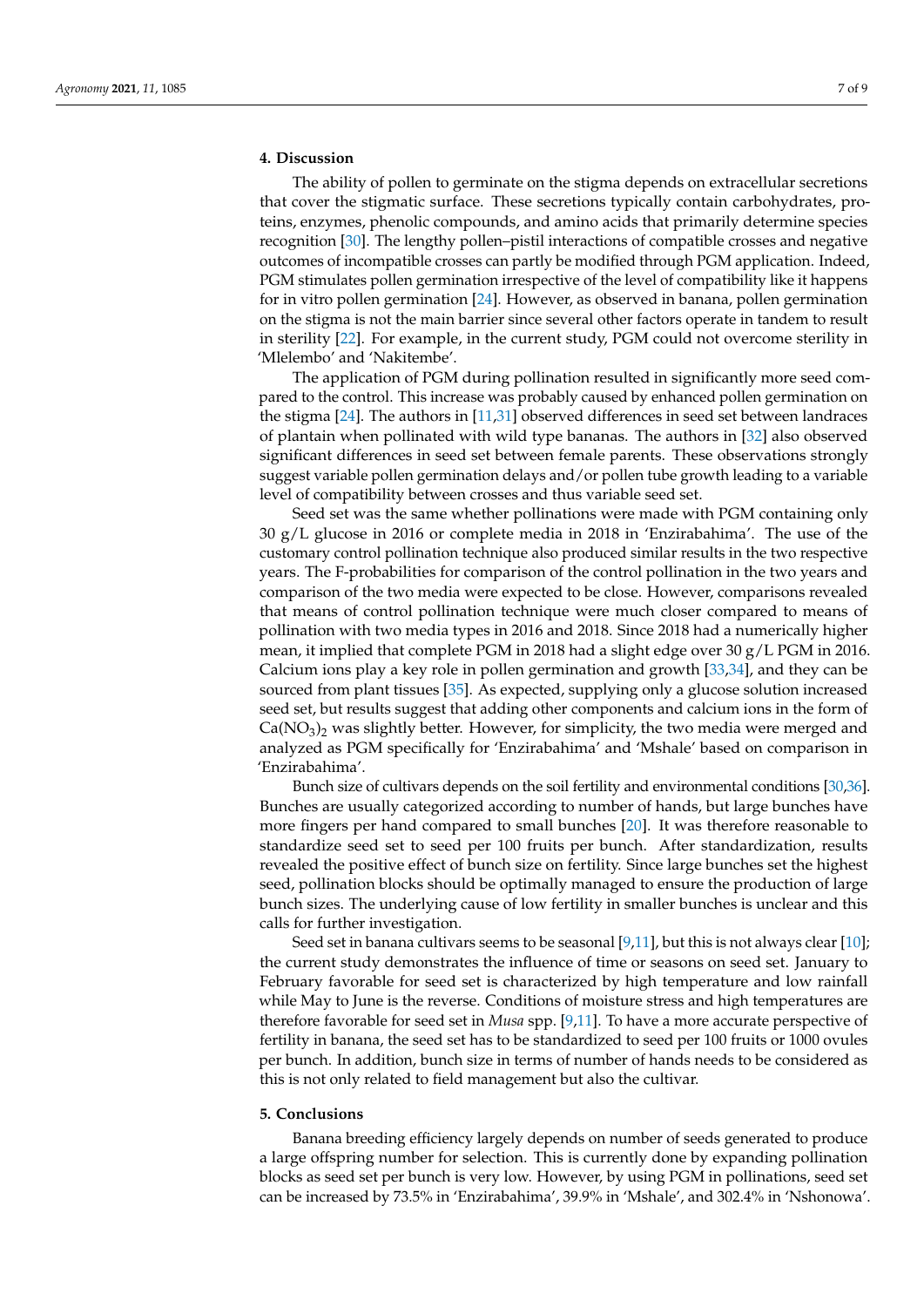## 4. Discussion

The ability of pollen to germinate on the stigma depends on extracellular secretions that cover the stigmatic surface. These secretions typically contain carbohydrates, proteins, enzymes, phenolic compounds, and amino acids that primarily determine species recognition [30]. The lengthy pollen–pistil interactions of compatible crosses and negative outcomes of incompatible crosses can partly be modified through PGM application. Indeed, PGM stimulates pollen germination irrespective of the level of compatibility like it happens for in vitro pollen germination [24]. However, as observed in banana, pollen germination on the stigma is not the main barrier since several other factors operate in tandem to result in sterility [22]. For example, in the current study, PGM could not overcome sterility in 'Mlelembo' and 'Nakitembe'.

The application of PGM during pollination resulted in significantly more seed compared to the control. This increase was probably caused by enhanced pollen germination on the stigma [24]. The authors in [11,31] observed differences in seed set between landraces of plantain when pollinated with wild type bananas. The authors in [32] also observed significant differences in seed set between female parents. These observations strongly suggest variable pollen germination delays and/or pollen tube growth leading to a variable level of compatibility between crosses and thus variable seed set.

Seed set was the same whether pollinations were made with PGM containing only 30 g/L glucose in 2016 or complete media in 2018 in 'Enzirabahima'. The use of the customary control pollination technique also produced similar results in the two respective years. The F-probabilities for comparison of the control pollination in the two years and comparison of the two media were expected to be close. However, comparisons revealed that means of control pollination technique were much closer compared to means of pollination with two media types in 2016 and 2018. Since 2018 had a numerically higher mean, it implied that complete PGM in 2018 had a slight edge over 30 g/L PGM in 2016. Calcium ions play a key role in pollen germination and growth [33,34], and they can be sourced from plant tissues [35]. As expected, supplying only a glucose solution increased seed set, but results suggest that adding other components and calcium ions in the form of $Ca(NO_3)_2$ was slightly better. However, for simplicity, the two media were merged and analyzed as PGM specifically for 'Enzirabahima' and 'Mshale' based on comparison in 'Enzirabahima'.

Bunch size of cultivars depends on the soil fertility and environmental conditions [30,36]. Bunches are usually categorized according to number of hands, but large bunches have more fingers per hand compared to small bunches [20]. It was therefore reasonable to standardize seed set to seed per 100 fruits per bunch. After standardization, results revealed the positive effect of bunch size on fertility. Since large bunches set the highest seed, pollination blocks should be optimally managed to ensure the production of large bunch sizes. The underlying cause of low fertility in smaller bunches is unclear and this calls for further investigation.

Seed set in banana cultivars seems to be seasonal [9,11], but this is not always clear [10]; the current study demonstrates the influence of time or seasons on seed set. January to February favorable for seed set is characterized by high temperature and low rainfall while May to June is the reverse. Conditions of moisture stress and high temperatures are therefore favorable for seed set in *Musa* spp. [9,11]. To have a more accurate perspective of fertility in banana, the seed set has to be standardized to seed per 100 fruits or 1000 ovules per bunch. In addition, bunch size in terms of number of hands needs to be considered as this is not only related to field management but also the cultivar.

## 5. Conclusions

Banana breeding efficiency largely depends on number of seeds generated to produce a large offspring number for selection. This is currently done by expanding pollination blocks as seed set per bunch is very low. However, by using PGM in pollinations, seed set can be increased by 73.5% in 'Enzirabahima', 39.9% in 'Mshale', and 302.4% in 'Nshonowa'.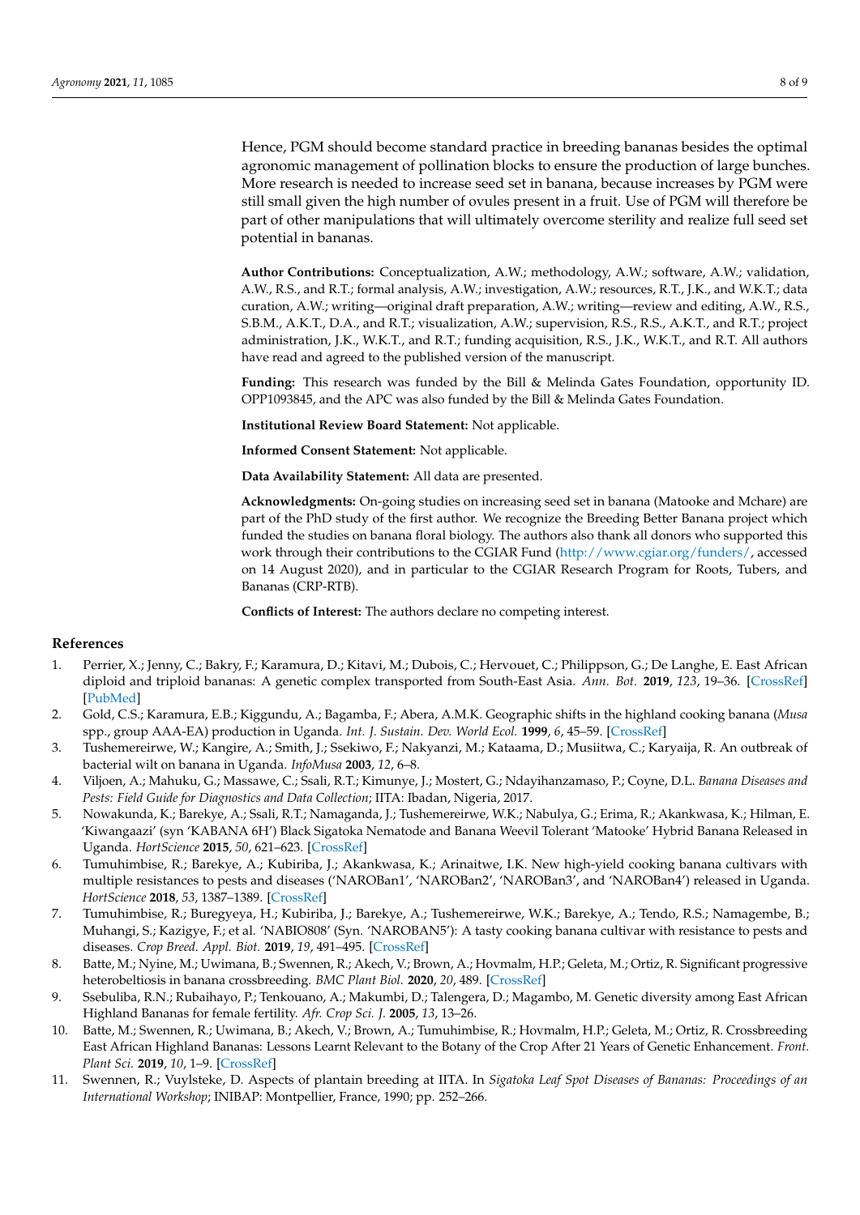Hence, PGM should become standard practice in breeding bananas besides the optimal agronomic management of pollination blocks to ensure the production of large bunches. More research is needed to increase seed set in banana, because increases by PGM were still small given the high number of ovules present in a fruit. Use of PGM will therefore be part of other manipulations that will ultimately overcome sterility and realize full seed set potential in bananas.

**Author Contributions:** Conceptualization, A.W.; methodology, A.W.; software, A.W.; validation, A.W., R.S., and R.T.; formal analysis, A.W.; investigation, A.W.; resources, R.T., J.K., and W.K.T.; data curation, A.W.; writing—original draft preparation, A.W.; writing—review and editing, A.W., R.S., S.B.M., A.K.T., D.A., and R.T.; visualization, A.W.; supervision, R.S., R.S., A.K.T., and R.T.; project administration, J.K., W.K.T., and R.T.; funding acquisition, R.S., J.K., W.K.T., and R.T. All authors have read and agreed to the published version of the manuscript.

**Funding:** This research was funded by the Bill & Melinda Gates Foundation, opportunity ID. OPP1093845, and the APC was also funded by the Bill & Melinda Gates Foundation.

**Institutional Review Board Statement:** Not applicable.

**Informed Consent Statement:** Not applicable.

**Data Availability Statement:** All data are presented.

**Acknowledgments:** On-going studies on increasing seed set in banana (Matooke and Mchare) are part of the PhD study of the first author. We recognize the Breeding Better Banana project which funded the studies on banana floral biology. The authors also thank all donors who supported this work through their contributions to the CGIAR Fund (http://www.cgiar.org/funders/, accessed on 14 August 2020), and in particular to the CGIAR Research Program for Roots, Tubers, and Bananas (CRP-RTB).

**Conflicts of Interest:** The authors declare no competing interest.

## References

1. Perrier, X.; Jenny, C.; Bakry, F.; Karamura, D.; Kitavi, M.; Dubois, C.; Hervouet, C.; Philippson, G.; De Langhe, E. East African diploid and triploid bananas: A genetic complex transported from South-East Asia. *Ann. Bot.* **2019**, *123*, 19–36. [CrossRef] [PubMed]
2. Gold, C.S.; Karamura, E.B.; Kiggundu, A.; Bagamba, F.; Abera, A.M.K. Geographic shifts in the highland cooking banana (*Musa* spp., group AAA-EA) production in Uganda. *Int. J. Sustain. Dev. World Ecol.* **1999**, *6*, 45–59. [CrossRef]
3. Tushemereirwe, W.; Kangire, A.; Smith, J.; Ssekiwo, F.; Nakyanzi, M.; Kataama, D.; Musiitwa, C.; Karyaija, R. An outbreak of bacterial wilt on banana in Uganda. *InfoMusa* **2003**, *12*, 6–8.
4. Viljoen, A.; Mahuku, G.; Massawe, C.; Ssali, R.T.; Kimunye, J.; Mostert, G.; Ndayihanzamaso, P.; Coyne, D.L. *Banana Diseases and Pests: Field Guide for Diagnostics and Data Collection*; IITA: Ibadan, Nigeria, 2017.
5. Nowakunda, K.; Barekye, A.; Ssali, R.T.; Namaganda, J.; Tushemereirwe, W.K.; Nabulya, G.; Erima, R.; Akankwasa, K.; Hilman, E. 'Kiwangaazi' (syn 'KABANA 6H') Black Sigatoka Nematode and Banana Weevil Tolerant 'Matooke' Hybrid Banana Released in Uganda. *HortScience* **2015**, *50*, 621–623. [CrossRef]
6. Tumuhimbise, R.; Barekye, A.; Kubiriba, J.; Akankwasa, K.; Arinaitwe, I.K. New high-yield cooking banana cultivars with multiple resistances to pests and diseases ('NAROBan1', 'NAROBan2', 'NAROBan3', and 'NAROBan4') released in Uganda. *HortScience* **2018**, *53*, 1387–1389. [CrossRef]
7. Tumuhimbise, R.; Buregyeya, H.; Kubiriba, J.; Barekye, A.; Tushemereirwe, W.K.; Barekye, A.; Tendo, R.S.; Namagembe, B.; Muhangi, S.; Kazigye, F.; et al. 'NABIO808' (Syn. 'NAROBAN5'): A tasty cooking banana cultivar with resistance to pests and diseases. *Crop Breed. Appl. Biot.* **2019**, *19*, 491–495. [CrossRef]
8. Batte, M.; Nyine, M.; Uwimana, B.; Swennen, R.; Akech, V.; Brown, A.; Hovmalm, H.P.; Geleta, M.; Ortiz, R. Significant progressive heterobeltiosis in banana crossbreeding. *BMC Plant Biol.* **2020**, *20*, 489. [CrossRef]
9. Ssebuliba, R.N.; Rubaihayo, P.; Tenkouano, A.; Makumbi, D.; Talengera, D.; Magambo, M. Genetic diversity among East African Highland Bananas for female fertility. *Afr. Crop Sci. J.* **2005**, *13*, 13–26.
10. Batte, M.; Swennen, R.; Uwimana, B.; Akech, V.; Brown, A.; Tumuhimbise, R.; Hovmalm, H.P.; Geleta, M.; Ortiz, R. Crossbreeding East African Highland Bananas: Lessons Learnt Relevant to the Botany of the Crop After 21 Years of Genetic Enhancement. *Front. Plant Sci.* **2019**, *10*, 1–9. [CrossRef]
11. Swennen, R.; Vuylsteke, D. Aspects of plantain breeding at IITA. In *Sigatoka Leaf Spot Diseases of Bananas: Proceedings of an International Workshop*; INIBAP: Montpellier, France, 1990; pp. 252–266.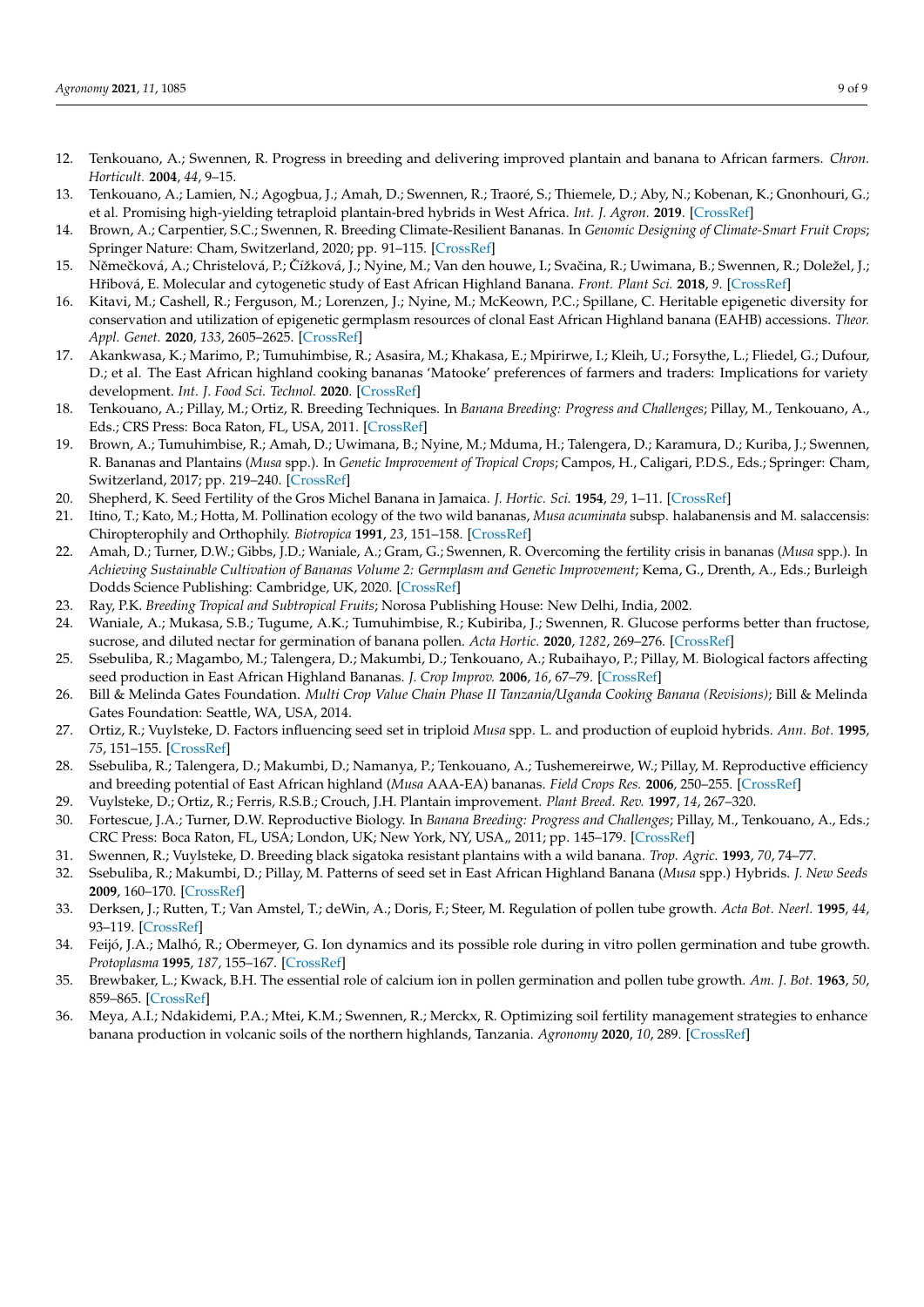12. Tenkouano, A.; Swennen, R. Progress in breeding and delivering improved plantain and banana to African farmers. *Chron. Horticult.* **2004**, *44*, 9–15.
13. Tenkouano, A.; Lamien, N.; Agogbua, J.; Amah, D.; Swennen, R.; Traoré, S.; Thiemele, D.; Aby, N.; Kobenan, K.; Gnonhouri, G.; et al. Promising high-yielding tetraploid plantain-bred hybrids in West Africa. *Int. J. Agron.* **2019**. [CrossRef]
14. Brown, A.; Carpentier, S.C.; Swennen, R. Breeding Climate-Resilient Bananas. In *Genomic Designing of Climate-Smart Fruit Crops*; Springer Nature: Cham, Switzerland, 2020; pp. 91–115. [CrossRef]
15. Němečková, A.; Christelová, P.; Čížková, J.; Nyine, M.; Van den houwe, I.; Svačina, R.; Uwimana, B.; Swennen, R.; Doležel, J.; Hřibová, E. Molecular and cytogenetic study of East African Highland Banana. *Front. Plant Sci.* **2018**, *9*. [CrossRef]
16. Kitavi, M.; Cashell, R.; Ferguson, M.; Lorenzen, J.; Nyine, M.; McKeown, P.C.; Spillane, C. Heritable epigenetic diversity for conservation and utilization of epigenetic germplasm resources of clonal East African Highland banana (EAHB) accessions. *Theor. Appl. Genet.* **2020**, *133*, 2605–2625. [CrossRef]
17. Akankwasa, K.; Marimo, P.; Tumuhimbise, R.; Asasira, M.; Khakasa, E.; Mpirirwe, I.; Kleih, U.; Forsythe, L.; Fliedel, G.; Dufour, D.; et al. The East African highland cooking bananas 'Matooke' preferences of farmers and traders: Implications for variety development. *Int. J. Food Sci. Technol.* **2020**. [CrossRef]
18. Tenkouano, A.; Pillay, M.; Ortiz, R. Breeding Techniques. In *Banana Breeding: Progress and Challenges*; Pillay, M., Tenkouano, A., Eds.; CRS Press: Boca Raton, FL, USA, 2011. [CrossRef]
19. Brown, A.; Tumuhimbise, R.; Amah, D.; Uwimana, B.; Nyine, M.; Mduma, H.; Talengera, D.; Karamura, D.; Kuriba, J.; Swennen, R. Bananas and Plantains (*Musa* spp.). In *Genetic Improvement of Tropical Crops*; Campos, H., Caligari, P.D.S., Eds.; Springer: Cham, Switzerland, 2017; pp. 219–240. [CrossRef]
20. Shepherd, K. Seed Fertility of the Gros Michel Banana in Jamaica. *J. Hortic. Sci.* **1954**, *29*, 1–11. [CrossRef]
21. Itino, T.; Kato, M.; Hotta, M. Pollination ecology of the two wild bananas, *Musa acuminata* subsp. halabanensis and M. salaccensis: Chiropterophily and Orthophily. *Biotropica* **1991**, *23*, 151–158. [CrossRef]
22. Amah, D.; Turner, D.W.; Gibbs, J.D.; Waniale, A.; Gram, G.; Swennen, R. Overcoming the fertility crisis in bananas (*Musa* spp.). In *Achieving Sustainable Cultivation of Bananas Volume 2: Germplasm and Genetic Improvement*; Kema, G., Drenth, A., Eds.; Burleigh Dodds Science Publishing: Cambridge, UK, 2020. [CrossRef]
23. Ray, P.K. *Breeding Tropical and Subtropical Fruits*; Norosa Publishing House: New Delhi, India, 2002.
24. Waniale, A.; Mukasa, S.B.; Tugume, A.K.; Tumuhimbise, R.; Kubiriba, J.; Swennen, R. Glucose performs better than fructose, sucrose, and diluted nectar for germination of banana pollen. *Acta Hortic.* **2020**, *1282*, 269–276. [CrossRef]
25. Ssebuliba, R.; Magambo, M.; Talengera, D.; Makumbi, D.; Tenkouano, A.; Rubaihayo, P.; Pillay, M. Biological factors affecting seed production in East African Highland Bananas. *J. Crop Improv.* **2006**, *16*, 67–79. [CrossRef]
26. Bill & Melinda Gates Foundation. *Multi Crop Value Chain Phase II Tanzania/Uganda Cooking Banana (Revisions)*; Bill & Melinda Gates Foundation: Seattle, WA, USA, 2014.
27. Ortiz, R.; Vuylsteke, D. Factors influencing seed set in triploid *Musa* spp. L. and production of euploid hybrids. *Ann. Bot.* **1995**, *75*, 151–155. [CrossRef]
28. Ssebuliba, R.; Talengera, D.; Makumbi, D.; Namanya, P.; Tenkouano, A.; Tushemereirwe, W.; Pillay, M. Reproductive efficiency and breeding potential of East African highland (*Musa* AAA-EA) bananas. *Field Crops Res.* **2006**, 250–255. [CrossRef]
29. Vuylsteke, D.; Ortiz, R.; Ferris, R.S.B.; Crouch, J.H. Plantain improvement. *Plant Breed. Rev.* **1997**, *14*, 267–320.
30. Fortescue, J.A.; Turner, D.W. Reproductive Biology. In *Banana Breeding: Progress and Challenges*; Pillay, M., Tenkouano, A., Eds.; CRC Press: Boca Raton, FL, USA; London, UK; New York, NY, USA,, 2011; pp. 145–179. [CrossRef]
31. Swennen, R.; Vuylsteke, D. Breeding black sigatoka resistant plantains with a wild banana. *Trop. Agric.* **1993**, *70*, 74–77.
32. Ssebuliba, R.; Makumbi, D.; Pillay, M. Patterns of seed set in East African Highland Banana (*Musa* spp.) Hybrids. *J. New Seeds* **2009**, 160–170. [CrossRef]
33. Derksen, J.; Rutten, T.; Van Amstel, T.; deWin, A.; Doris, F.; Steer, M. Regulation of pollen tube growth. *Acta Bot. Neerl.* **1995**, *44*, 93–119. [CrossRef]
34. Feijó, J.A.; Malhó, R.; Obermeyer, G. Ion dynamics and its possible role during in vitro pollen germination and tube growth. *Protoplasma* **1995**, *187*, 155–167. [CrossRef]
35. Brewbaker, L.; Kwack, B.H. The essential role of calcium ion in pollen germination and pollen tube growth. *Am. J. Bot.* **1963**, *50*, 859–865. [CrossRef]
36. Meya, A.I.; Ndakidemi, P.A.; Mtei, K.M.; Swennen, R.; Merckx, R. Optimizing soil fertility management strategies to enhance banana production in volcanic soils of the northern highlands, Tanzania. *Agronomy* **2020**, *10*, 289. [CrossRef]